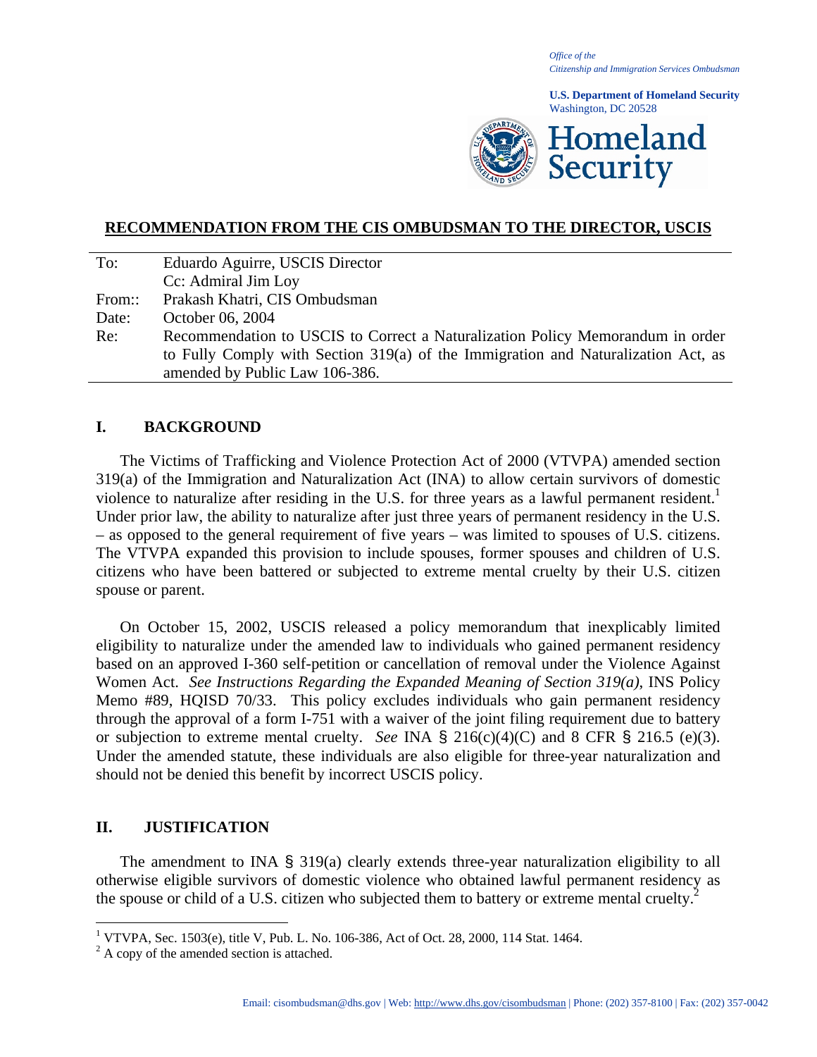*Office of the*
*Citizenship and Immigration Services Ombudsman*

**U.S. Department of Homeland Security**
Washington, DC 20528

**Homeland Security**

## RECOMMENDATION FROM THE CIS OMBUDSMAN TO THE DIRECTOR, USCIS

| | |
|---|---|
| To: | Eduardo Aguirre, USCIS Director |
| | Cc: Admiral Jim Loy |
| From:: | Prakash Khatri, CIS Ombudsman |
| Date: | October 06, 2004 |
| Re: | Recommendation to USCIS to Correct a Naturalization Policy Memorandum in order to Fully Comply with Section 319(a) of the Immigration and Naturalization Act, as amended by Public Law 106-386. |

## I. BACKGROUND

The Victims of Trafficking and Violence Protection Act of 2000 (VTVPA) amended section 319(a) of the Immigration and Naturalization Act (INA) to allow certain survivors of domestic violence to naturalize after residing in the U.S. for three years as a lawful permanent resident.[1] Under prior law, the ability to naturalize after just three years of permanent residency in the U.S. – as opposed to the general requirement of five years – was limited to spouses of U.S. citizens. The VTVPA expanded this provision to include spouses, former spouses and children of U.S. citizens who have been battered or subjected to extreme mental cruelty by their U.S. citizen spouse or parent.

On October 15, 2002, USCIS released a policy memorandum that inexplicably limited eligibility to naturalize under the amended law to individuals who gained permanent residency based on an approved I-360 self-petition or cancellation of removal under the Violence Against Women Act. *See Instructions Regarding the Expanded Meaning of Section 319(a)*, INS Policy Memo #89, HQISD 70/33. This policy excludes individuals who gain permanent residency through the approval of a form I-751 with a waiver of the joint filing requirement due to battery or subjection to extreme mental cruelty. *See* INA § 216(c)(4)(C) and 8 CFR § 216.5 (e)(3). Under the amended statute, these individuals are also eligible for three-year naturalization and should not be denied this benefit by incorrect USCIS policy.

## II. JUSTIFICATION

The amendment to INA § 319(a) clearly extends three-year naturalization eligibility to all otherwise eligible survivors of domestic violence who obtained lawful permanent residency as the spouse or child of a U.S. citizen who subjected them to battery or extreme mental cruelty.[2]

---

[1] VTVPA, Sec. 1503(e), title V, Pub. L. No. 106-386, Act of Oct. 28, 2000, 114 Stat. 1464.

[2] A copy of the amended section is attached.

Email: cisombudsman@dhs.gov | Web: http://www.dhs.gov/cisombudsman | Phone: (202) 357-8100 | Fax: (202) 357-0042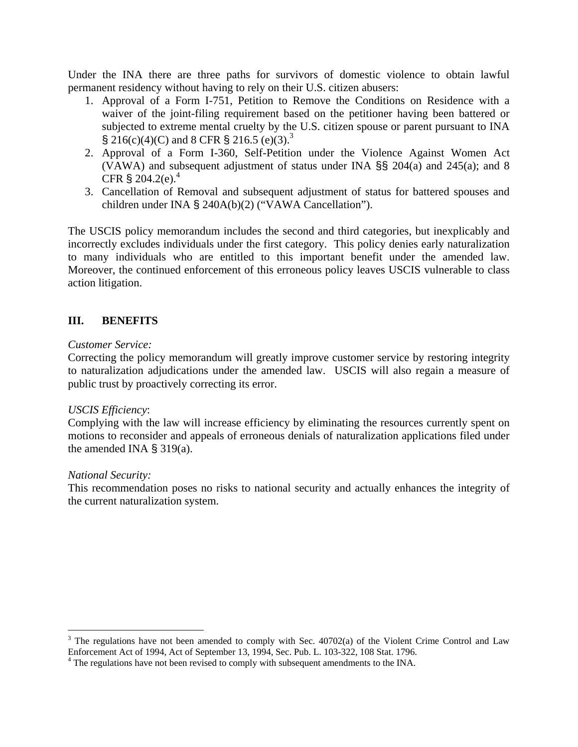Under the INA there are three paths for survivors of domestic violence to obtain lawful permanent residency without having to rely on their U.S. citizen abusers:

1. Approval of a Form I-751, Petition to Remove the Conditions on Residence with a waiver of the joint-filing requirement based on the petitioner having been battered or subjected to extreme mental cruelty by the U.S. citizen spouse or parent pursuant to INA § 216(c)(4)(C) and 8 CFR § 216.5 (e)(3).[3]
2. Approval of a Form I-360, Self-Petition under the Violence Against Women Act (VAWA) and subsequent adjustment of status under INA §§ 204(a) and 245(a); and 8 CFR § 204.2(e).[4]
3. Cancellation of Removal and subsequent adjustment of status for battered spouses and children under INA § 240A(b)(2) ("VAWA Cancellation").

The USCIS policy memorandum includes the second and third categories, but inexplicably and incorrectly excludes individuals under the first category. This policy denies early naturalization to many individuals who are entitled to this important benefit under the amended law. Moreover, the continued enforcement of this erroneous policy leaves USCIS vulnerable to class action litigation.

## III. BENEFITS

*Customer Service:*
Correcting the policy memorandum will greatly improve customer service by restoring integrity to naturalization adjudications under the amended law. USCIS will also regain a measure of public trust by proactively correcting its error.

*USCIS Efficiency*:
Complying with the law will increase efficiency by eliminating the resources currently spent on motions to reconsider and appeals of erroneous denials of naturalization applications filed under the amended INA § 319(a).

*National Security:*
This recommendation poses no risks to national security and actually enhances the integrity of the current naturalization system.

---

[3] The regulations have not been amended to comply with Sec. 40702(a) of the Violent Crime Control and Law Enforcement Act of 1994, Act of September 13, 1994, Sec. Pub. L. 103-322, 108 Stat. 1796.

[4] The regulations have not been revised to comply with subsequent amendments to the INA.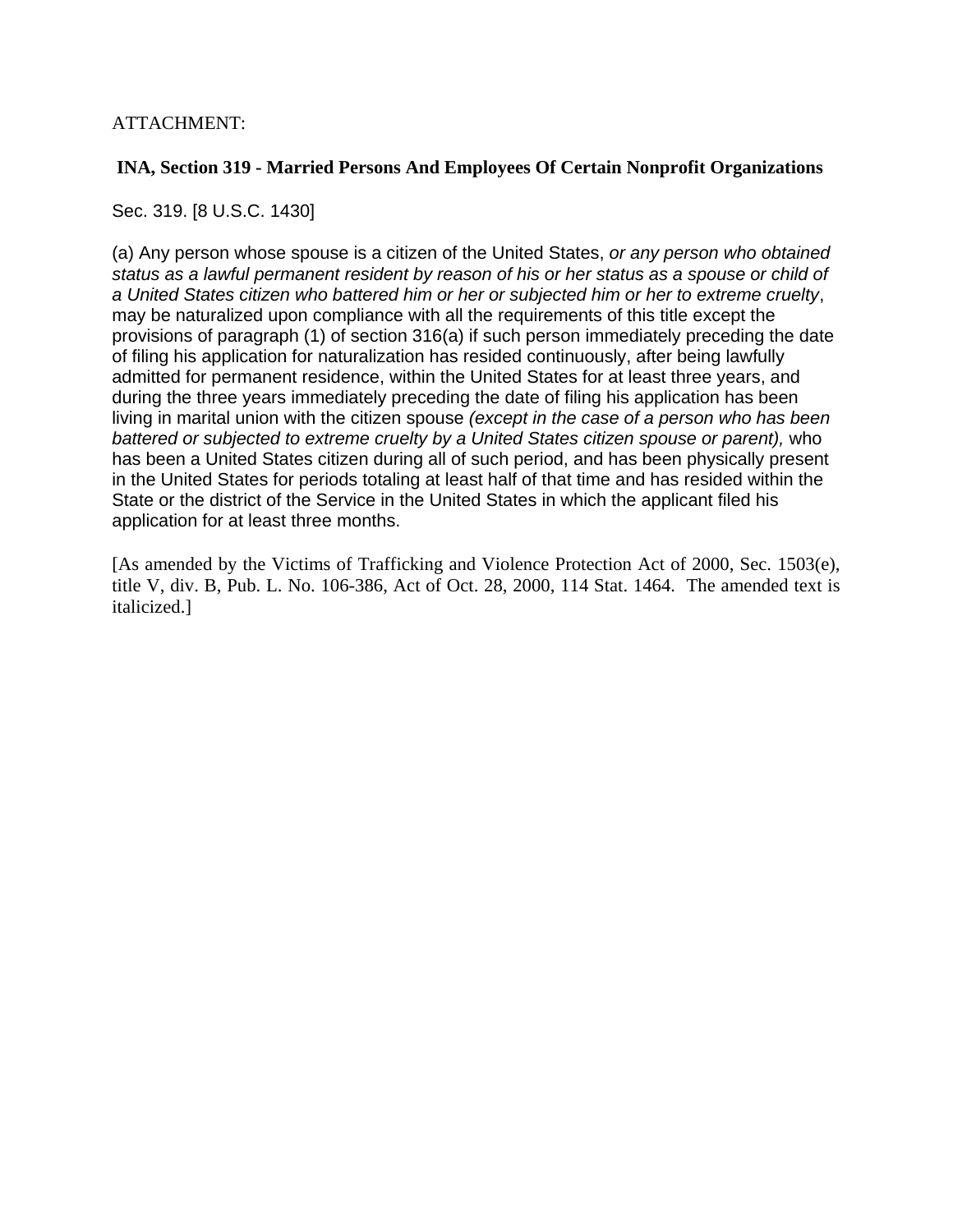ATTACHMENT:

**INA, Section 319 - Married Persons And Employees Of Certain Nonprofit Organizations**

Sec. 319. [8 U.S.C. 1430]

(a) Any person whose spouse is a citizen of the United States, *or any person who obtained status as a lawful permanent resident by reason of his or her status as a spouse or child of a United States citizen who battered him or her or subjected him or her to extreme cruelty*, may be naturalized upon compliance with all the requirements of this title except the provisions of paragraph (1) of section 316(a) if such person immediately preceding the date of filing his application for naturalization has resided continuously, after being lawfully admitted for permanent residence, within the United States for at least three years, and during the three years immediately preceding the date of filing his application has been living in marital union with the citizen spouse *(except in the case of a person who has been battered or subjected to extreme cruelty by a United States citizen spouse or parent),* who has been a United States citizen during all of such period, and has been physically present in the United States for periods totaling at least half of that time and has resided within the State or the district of the Service in the United States in which the applicant filed his application for at least three months.

[As amended by the Victims of Trafficking and Violence Protection Act of 2000, Sec. 1503(e), title V, div. B, Pub. L. No. 106-386, Act of Oct. 28, 2000, 114 Stat. 1464. The amended text is italicized.]